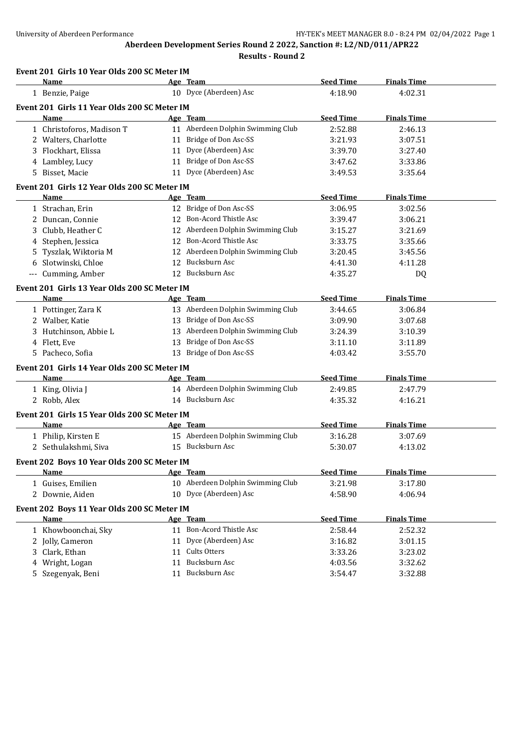## Aberdeen Development Series Round 2 2022, Sanction #: L2/ND/011/APR22

### Results - Round 2

#### Event 201 Girls 10 Year Olds 200 SC Meter IM

| | Name | Age | Team | Seed Time | Finals Time |
|---|---|---|---|---|---|
| 1 | Benzie, Paige | 10 | Dyce (Aberdeen) Asc | 4:18.90 | 4:02.31 |

#### Event 201 Girls 11 Year Olds 200 SC Meter IM

| | Name | Age | Team | Seed Time | Finals Time |
|---|---|---|---|---|---|
| 1 | Christoforos, Madison T | 11 | Aberdeen Dolphin Swimming Club | 2:52.88 | 2:46.13 |
| 2 | Walters, Charlotte | 11 | Bridge of Don Asc-SS | 3:21.93 | 3:07.51 |
| 3 | Flockhart, Elissa | 11 | Dyce (Aberdeen) Asc | 3:39.70 | 3:27.40 |
| 4 | Lambley, Lucy | 11 | Bridge of Don Asc-SS | 3:47.62 | 3:33.86 |
| 5 | Bisset, Macie | 11 | Dyce (Aberdeen) Asc | 3:49.53 | 3:35.64 |

#### Event 201 Girls 12 Year Olds 200 SC Meter IM

| | Name | Age | Team | Seed Time | Finals Time |
|---|---|---|---|---|---|
| 1 | Strachan, Erin | 12 | Bridge of Don Asc-SS | 3:06.95 | 3:02.56 |
| 2 | Duncan, Connie | 12 | Bon-Acord Thistle Asc | 3:39.47 | 3:06.21 |
| 3 | Clubb, Heather C | 12 | Aberdeen Dolphin Swimming Club | 3:15.27 | 3:21.69 |
| 4 | Stephen, Jessica | 12 | Bon-Acord Thistle Asc | 3:33.75 | 3:35.66 |
| 5 | Tyszlak, Wiktoria M | 12 | Aberdeen Dolphin Swimming Club | 3:20.45 | 3:45.56 |
| 6 | Slotwinski, Chloe | 12 | Bucksburn Asc | 4:41.30 | 4:11.28 |
| --- | Cumming, Amber | 12 | Bucksburn Asc | 4:35.27 | DQ |

#### Event 201 Girls 13 Year Olds 200 SC Meter IM

| | Name | Age | Team | Seed Time | Finals Time |
|---|---|---|---|---|---|
| 1 | Pottinger, Zara K | 13 | Aberdeen Dolphin Swimming Club | 3:44.65 | 3:06.84 |
| 2 | Walber, Katie | 13 | Bridge of Don Asc-SS | 3:09.90 | 3:07.68 |
| 3 | Hutchinson, Abbie L | 13 | Aberdeen Dolphin Swimming Club | 3:24.39 | 3:10.39 |
| 4 | Flett, Eve | 13 | Bridge of Don Asc-SS | 3:11.10 | 3:11.89 |
| 5 | Pacheco, Sofia | 13 | Bridge of Don Asc-SS | 4:03.42 | 3:55.70 |

#### Event 201 Girls 14 Year Olds 200 SC Meter IM

| | Name | Age | Team | Seed Time | Finals Time |
|---|---|---|---|---|---|
| 1 | King, Olivia J | 14 | Aberdeen Dolphin Swimming Club | 2:49.85 | 2:47.79 |
| 2 | Robb, Alex | 14 | Bucksburn Asc | 4:35.32 | 4:16.21 |

#### Event 201 Girls 15 Year Olds 200 SC Meter IM

| | Name | Age | Team | Seed Time | Finals Time |
|---|---|---|---|---|---|
| 1 | Philip, Kirsten E | 15 | Aberdeen Dolphin Swimming Club | 3:16.28 | 3:07.69 |
| 2 | Sethulakshmi, Siva | 15 | Bucksburn Asc | 5:30.07 | 4:13.02 |

#### Event 202 Boys 10 Year Olds 200 SC Meter IM

| | Name | Age | Team | Seed Time | Finals Time |
|---|---|---|---|---|---|
| 1 | Guises, Emilien | 10 | Aberdeen Dolphin Swimming Club | 3:21.98 | 3:17.80 |
| 2 | Downie, Aiden | 10 | Dyce (Aberdeen) Asc | 4:58.90 | 4:06.94 |

#### Event 202 Boys 11 Year Olds 200 SC Meter IM

| | Name | Age | Team | Seed Time | Finals Time |
|---|---|---|---|---|---|
| 1 | Khowboonchai, Sky | 11 | Bon-Acord Thistle Asc | 2:58.44 | 2:52.32 |
| 2 | Jolly, Cameron | 11 | Dyce (Aberdeen) Asc | 3:16.82 | 3:01.15 |
| 3 | Clark, Ethan | 11 | Cults Otters | 3:33.26 | 3:23.02 |
| 4 | Wright, Logan | 11 | Bucksburn Asc | 4:03.56 | 3:32.62 |
| 5 | Szegenyak, Beni | 11 | Bucksburn Asc | 3:54.47 | 3:32.88 |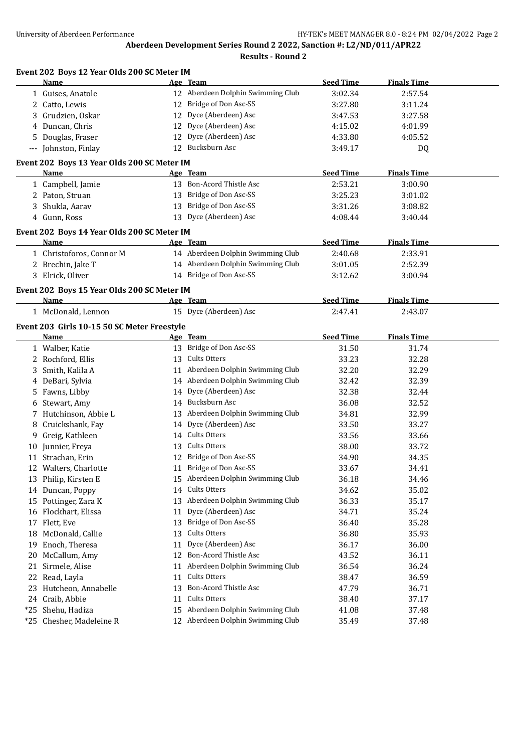## Aberdeen Development Series Round 2 2022, Sanction #: L2/ND/011/APR22

### Results - Round 2

#### Event 202 Boys 12 Year Olds 200 SC Meter IM

| | Name | Age | Team | Seed Time | Finals Time |
|---|---|---|---|---|---|
| 1 | Guises, Anatole | 12 | Aberdeen Dolphin Swimming Club | 3:02.34 | 2:57.54 |
| 2 | Catto, Lewis | 12 | Bridge of Don Asc-SS | 3:27.80 | 3:11.24 |
| 3 | Grudzien, Oskar | 12 | Dyce (Aberdeen) Asc | 3:47.53 | 3:27.58 |
| 4 | Duncan, Chris | 12 | Dyce (Aberdeen) Asc | 4:15.02 | 4:01.99 |
| 5 | Douglas, Fraser | 12 | Dyce (Aberdeen) Asc | 4:33.80 | 4:05.52 |
| --- | Johnston, Finlay | 12 | Bucksburn Asc | 3:49.17 | DQ |

#### Event 202 Boys 13 Year Olds 200 SC Meter IM

| | Name | Age | Team | Seed Time | Finals Time |
|---|---|---|---|---|---|
| 1 | Campbell, Jamie | 13 | Bon-Acord Thistle Asc | 2:53.21 | 3:00.90 |
| 2 | Paton, Struan | 13 | Bridge of Don Asc-SS | 3:25.23 | 3:01.02 |
| 3 | Shukla, Aarav | 13 | Bridge of Don Asc-SS | 3:31.26 | 3:08.82 |
| 4 | Gunn, Ross | 13 | Dyce (Aberdeen) Asc | 4:08.44 | 3:40.44 |

#### Event 202 Boys 14 Year Olds 200 SC Meter IM

| | Name | Age | Team | Seed Time | Finals Time |
|---|---|---|---|---|---|
| 1 | Christoforos, Connor M | 14 | Aberdeen Dolphin Swimming Club | 2:40.68 | 2:33.91 |
| 2 | Brechin, Jake T | 14 | Aberdeen Dolphin Swimming Club | 3:01.05 | 2:52.39 |
| 3 | Elrick, Oliver | 14 | Bridge of Don Asc-SS | 3:12.62 | 3:00.94 |

#### Event 202 Boys 15 Year Olds 200 SC Meter IM

| | Name | Age | Team | Seed Time | Finals Time |
|---|---|---|---|---|---|
| 1 | McDonald, Lennon | 15 | Dyce (Aberdeen) Asc | 2:47.41 | 2:43.07 |

#### Event 203 Girls 10-15 50 SC Meter Freestyle

| | Name | Age | Team | Seed Time | Finals Time |
|---|---|---|---|---|---|
| 1 | Walber, Katie | 13 | Bridge of Don Asc-SS | 31.50 | 31.74 |
| 2 | Rochford, Ellis | 13 | Cults Otters | 33.23 | 32.28 |
| 3 | Smith, Kalila A | 11 | Aberdeen Dolphin Swimming Club | 32.20 | 32.29 |
| 4 | DeBari, Sylvia | 14 | Aberdeen Dolphin Swimming Club | 32.42 | 32.39 |
| 5 | Fawns, Libby | 14 | Dyce (Aberdeen) Asc | 32.38 | 32.44 |
| 6 | Stewart, Amy | 14 | Bucksburn Asc | 36.08 | 32.52 |
| 7 | Hutchinson, Abbie L | 13 | Aberdeen Dolphin Swimming Club | 34.81 | 32.99 |
| 8 | Cruickshank, Fay | 14 | Dyce (Aberdeen) Asc | 33.50 | 33.27 |
| 9 | Greig, Kathleen | 14 | Cults Otters | 33.56 | 33.66 |
| 10 | Junnier, Freya | 13 | Cults Otters | 38.00 | 33.72 |
| 11 | Strachan, Erin | 12 | Bridge of Don Asc-SS | 34.90 | 34.35 |
| 12 | Walters, Charlotte | 11 | Bridge of Don Asc-SS | 33.67 | 34.41 |
| 13 | Philip, Kirsten E | 15 | Aberdeen Dolphin Swimming Club | 36.18 | 34.46 |
| 14 | Duncan, Poppy | 14 | Cults Otters | 34.62 | 35.02 |
| 15 | Pottinger, Zara K | 13 | Aberdeen Dolphin Swimming Club | 36.33 | 35.17 |
| 16 | Flockhart, Elissa | 11 | Dyce (Aberdeen) Asc | 34.71 | 35.24 |
| 17 | Flett, Eve | 13 | Bridge of Don Asc-SS | 36.40 | 35.28 |
| 18 | McDonald, Callie | 13 | Cults Otters | 36.80 | 35.93 |
| 19 | Enoch, Theresa | 11 | Dyce (Aberdeen) Asc | 36.17 | 36.00 |
| 20 | McCallum, Amy | 12 | Bon-Acord Thistle Asc | 43.52 | 36.11 |
| 21 | Sirmele, Alise | 11 | Aberdeen Dolphin Swimming Club | 36.54 | 36.24 |
| 22 | Read, Layla | 11 | Cults Otters | 38.47 | 36.59 |
| 23 | Hutcheon, Annabelle | 13 | Bon-Acord Thistle Asc | 47.79 | 36.71 |
| 24 | Craib, Abbie | 11 | Cults Otters | 38.40 | 37.17 |
| *25 | Shehu, Hadiza | 15 | Aberdeen Dolphin Swimming Club | 41.08 | 37.48 |
| *25 | Chesher, Madeleine R | 12 | Aberdeen Dolphin Swimming Club | 35.49 | 37.48 |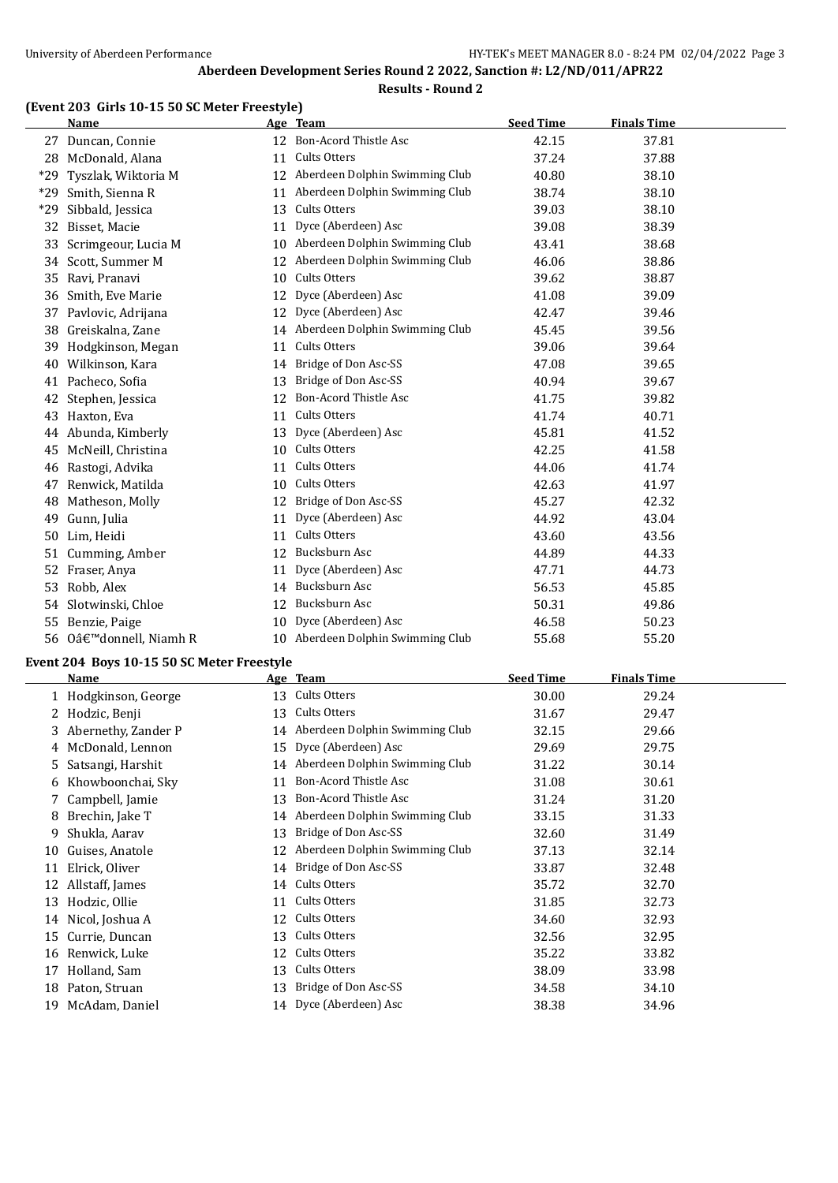## Aberdeen Development Series Round 2 2022, Sanction #: L2/ND/011/APR22

### Results - Round 2

### (Event 203 Girls 10-15 50 SC Meter Freestyle)

| | Name | Age | Team | Seed Time | Finals Time |
|---|---|---|---|---|---|
| 27 | Duncan, Connie | 12 | Bon-Acord Thistle Asc | 42.15 | 37.81 |
| 28 | McDonald, Alana | 11 | Cults Otters | 37.24 | 37.88 |
| *29 | Tyszlak, Wiktoria M | 12 | Aberdeen Dolphin Swimming Club | 40.80 | 38.10 |
| *29 | Smith, Sienna R | 11 | Aberdeen Dolphin Swimming Club | 38.74 | 38.10 |
| *29 | Sibbald, Jessica | 13 | Cults Otters | 39.03 | 38.10 |
| 32 | Bisset, Macie | 11 | Dyce (Aberdeen) Asc | 39.08 | 38.39 |
| 33 | Scrimgeour, Lucia M | 10 | Aberdeen Dolphin Swimming Club | 43.41 | 38.68 |
| 34 | Scott, Summer M | 12 | Aberdeen Dolphin Swimming Club | 46.06 | 38.86 |
| 35 | Ravi, Pranavi | 10 | Cults Otters | 39.62 | 38.87 |
| 36 | Smith, Eve Marie | 12 | Dyce (Aberdeen) Asc | 41.08 | 39.09 |
| 37 | Pavlovic, Adrijana | 12 | Dyce (Aberdeen) Asc | 42.47 | 39.46 |
| 38 | Greiskalna, Zane | 14 | Aberdeen Dolphin Swimming Club | 45.45 | 39.56 |
| 39 | Hodgkinson, Megan | 11 | Cults Otters | 39.06 | 39.64 |
| 40 | Wilkinson, Kara | 14 | Bridge of Don Asc-SS | 47.08 | 39.65 |
| 41 | Pacheco, Sofia | 13 | Bridge of Don Asc-SS | 40.94 | 39.67 |
| 42 | Stephen, Jessica | 12 | Bon-Acord Thistle Asc | 41.75 | 39.82 |
| 43 | Haxton, Eva | 11 | Cults Otters | 41.74 | 40.71 |
| 44 | Abunda, Kimberly | 13 | Dyce (Aberdeen) Asc | 45.81 | 41.52 |
| 45 | McNeill, Christina | 10 | Cults Otters | 42.25 | 41.58 |
| 46 | Rastogi, Advika | 11 | Cults Otters | 44.06 | 41.74 |
| 47 | Renwick, Matilda | 10 | Cults Otters | 42.63 | 41.97 |
| 48 | Matheson, Molly | 12 | Bridge of Don Asc-SS | 45.27 | 42.32 |
| 49 | Gunn, Julia | 11 | Dyce (Aberdeen) Asc | 44.92 | 43.04 |
| 50 | Lim, Heidi | 11 | Cults Otters | 43.60 | 43.56 |
| 51 | Cumming, Amber | 12 | Bucksburn Asc | 44.89 | 44.33 |
| 52 | Fraser, Anya | 11 | Dyce (Aberdeen) Asc | 47.71 | 44.73 |
| 53 | Robb, Alex | 14 | Bucksburn Asc | 56.53 | 45.85 |
| 54 | Slotwinski, Chloe | 12 | Bucksburn Asc | 50.31 | 49.86 |
| 55 | Benzie, Paige | 10 | Dyce (Aberdeen) Asc | 46.58 | 50.23 |
| 56 | Oâ€™donnell, Niamh R | 10 | Aberdeen Dolphin Swimming Club | 55.68 | 55.20 |

### Event 204 Boys 10-15 50 SC Meter Freestyle

| | Name | Age | Team | Seed Time | Finals Time |
|---|---|---|---|---|---|
| 1 | Hodgkinson, George | 13 | Cults Otters | 30.00 | 29.24 |
| 2 | Hodzic, Benji | 13 | Cults Otters | 31.67 | 29.47 |
| 3 | Abernethy, Zander P | 14 | Aberdeen Dolphin Swimming Club | 32.15 | 29.66 |
| 4 | McDonald, Lennon | 15 | Dyce (Aberdeen) Asc | 29.69 | 29.75 |
| 5 | Satsangi, Harshit | 14 | Aberdeen Dolphin Swimming Club | 31.22 | 30.14 |
| 6 | Khowboonchai, Sky | 11 | Bon-Acord Thistle Asc | 31.08 | 30.61 |
| 7 | Campbell, Jamie | 13 | Bon-Acord Thistle Asc | 31.24 | 31.20 |
| 8 | Brechin, Jake T | 14 | Aberdeen Dolphin Swimming Club | 33.15 | 31.33 |
| 9 | Shukla, Aarav | 13 | Bridge of Don Asc-SS | 32.60 | 31.49 |
| 10 | Guises, Anatole | 12 | Aberdeen Dolphin Swimming Club | 37.13 | 32.14 |
| 11 | Elrick, Oliver | 14 | Bridge of Don Asc-SS | 33.87 | 32.48 |
| 12 | Allstaff, James | 14 | Cults Otters | 35.72 | 32.70 |
| 13 | Hodzic, Ollie | 11 | Cults Otters | 31.85 | 32.73 |
| 14 | Nicol, Joshua A | 12 | Cults Otters | 34.60 | 32.93 |
| 15 | Currie, Duncan | 13 | Cults Otters | 32.56 | 32.95 |
| 16 | Renwick, Luke | 12 | Cults Otters | 35.22 | 33.82 |
| 17 | Holland, Sam | 13 | Cults Otters | 38.09 | 33.98 |
| 18 | Paton, Struan | 13 | Bridge of Don Asc-SS | 34.58 | 34.10 |
| 19 | McAdam, Daniel | 14 | Dyce (Aberdeen) Asc | 38.38 | 34.96 |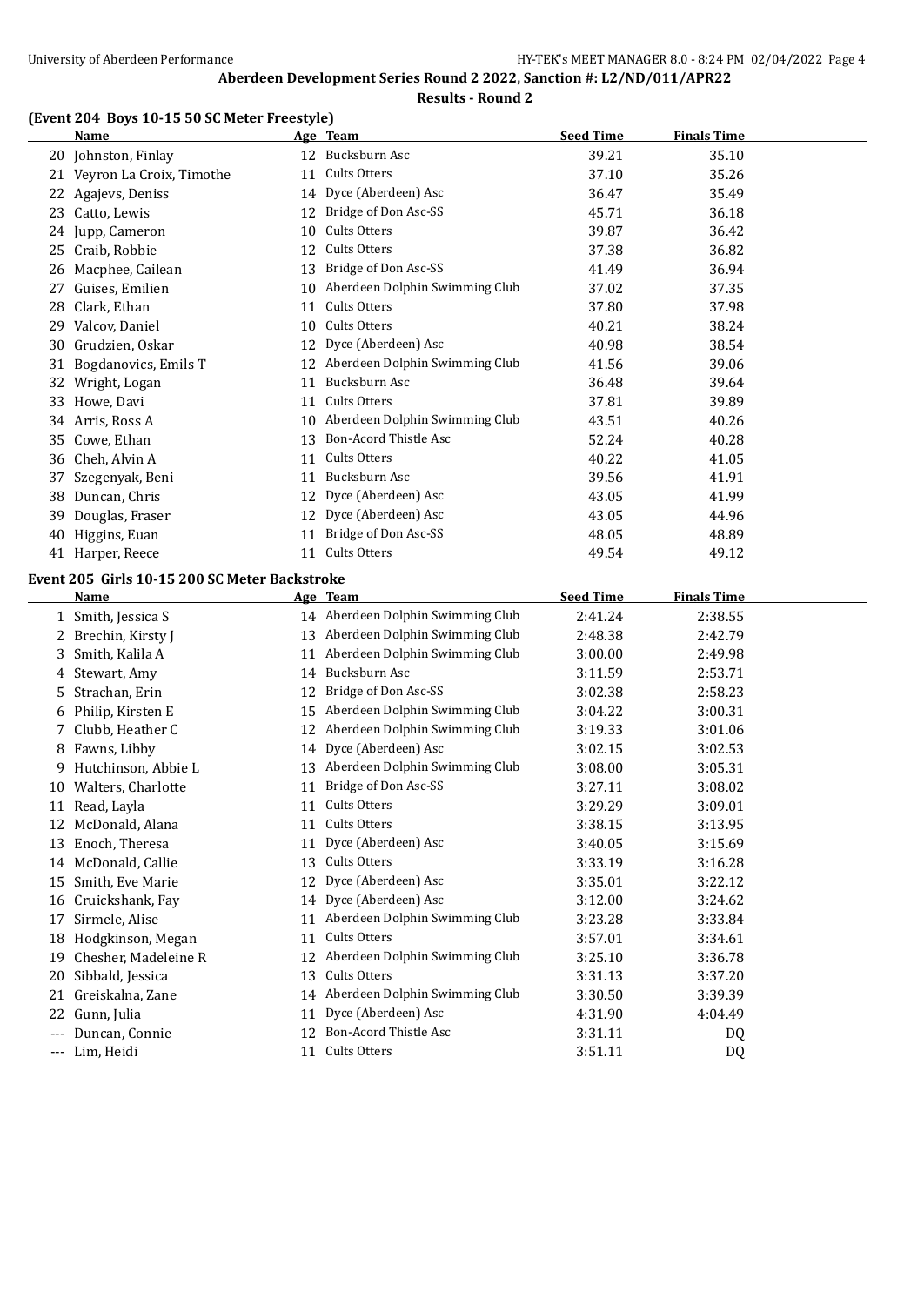## Aberdeen Development Series Round 2 2022, Sanction #: L2/ND/011/APR22

### Results - Round 2

### (Event 204 Boys 10-15 50 SC Meter Freestyle)

| | Name | Age | Team | Seed Time | Finals Time |
|---|---|---|---|---|---|
| 20 | Johnston, Finlay | 12 | Bucksburn Asc | 39.21 | 35.10 |
| 21 | Veyron La Croix, Timothe | 11 | Cults Otters | 37.10 | 35.26 |
| 22 | Agajevs, Deniss | 14 | Dyce (Aberdeen) Asc | 36.47 | 35.49 |
| 23 | Catto, Lewis | 12 | Bridge of Don Asc-SS | 45.71 | 36.18 |
| 24 | Jupp, Cameron | 10 | Cults Otters | 39.87 | 36.42 |
| 25 | Craib, Robbie | 12 | Cults Otters | 37.38 | 36.82 |
| 26 | Macphee, Cailean | 13 | Bridge of Don Asc-SS | 41.49 | 36.94 |
| 27 | Guises, Emilien | 10 | Aberdeen Dolphin Swimming Club | 37.02 | 37.35 |
| 28 | Clark, Ethan | 11 | Cults Otters | 37.80 | 37.98 |
| 29 | Valcov, Daniel | 10 | Cults Otters | 40.21 | 38.24 |
| 30 | Grudzien, Oskar | 12 | Dyce (Aberdeen) Asc | 40.98 | 38.54 |
| 31 | Bogdanovics, Emils T | 12 | Aberdeen Dolphin Swimming Club | 41.56 | 39.06 |
| 32 | Wright, Logan | 11 | Bucksburn Asc | 36.48 | 39.64 |
| 33 | Howe, Davi | 11 | Cults Otters | 37.81 | 39.89 |
| 34 | Arris, Ross A | 10 | Aberdeen Dolphin Swimming Club | 43.51 | 40.26 |
| 35 | Cowe, Ethan | 13 | Bon-Acord Thistle Asc | 52.24 | 40.28 |
| 36 | Cheh, Alvin A | 11 | Cults Otters | 40.22 | 41.05 |
| 37 | Szegenyak, Beni | 11 | Bucksburn Asc | 39.56 | 41.91 |
| 38 | Duncan, Chris | 12 | Dyce (Aberdeen) Asc | 43.05 | 41.99 |
| 39 | Douglas, Fraser | 12 | Dyce (Aberdeen) Asc | 43.05 | 44.96 |
| 40 | Higgins, Euan | 11 | Bridge of Don Asc-SS | 48.05 | 48.89 |
| 41 | Harper, Reece | 11 | Cults Otters | 49.54 | 49.12 |

### Event 205 Girls 10-15 200 SC Meter Backstroke

| | Name | Age | Team | Seed Time | Finals Time |
|---|---|---|---|---|---|
| 1 | Smith, Jessica S | 14 | Aberdeen Dolphin Swimming Club | 2:41.24 | 2:38.55 |
| 2 | Brechin, Kirsty J | 13 | Aberdeen Dolphin Swimming Club | 2:48.38 | 2:42.79 |
| 3 | Smith, Kalila A | 11 | Aberdeen Dolphin Swimming Club | 3:00.00 | 2:49.98 |
| 4 | Stewart, Amy | 14 | Bucksburn Asc | 3:11.59 | 2:53.71 |
| 5 | Strachan, Erin | 12 | Bridge of Don Asc-SS | 3:02.38 | 2:58.23 |
| 6 | Philip, Kirsten E | 15 | Aberdeen Dolphin Swimming Club | 3:04.22 | 3:00.31 |
| 7 | Clubb, Heather C | 12 | Aberdeen Dolphin Swimming Club | 3:19.33 | 3:01.06 |
| 8 | Fawns, Libby | 14 | Dyce (Aberdeen) Asc | 3:02.15 | 3:02.53 |
| 9 | Hutchinson, Abbie L | 13 | Aberdeen Dolphin Swimming Club | 3:08.00 | 3:05.31 |
| 10 | Walters, Charlotte | 11 | Bridge of Don Asc-SS | 3:27.11 | 3:08.02 |
| 11 | Read, Layla | 11 | Cults Otters | 3:29.29 | 3:09.01 |
| 12 | McDonald, Alana | 11 | Cults Otters | 3:38.15 | 3:13.95 |
| 13 | Enoch, Theresa | 11 | Dyce (Aberdeen) Asc | 3:40.05 | 3:15.69 |
| 14 | McDonald, Callie | 13 | Cults Otters | 3:33.19 | 3:16.28 |
| 15 | Smith, Eve Marie | 12 | Dyce (Aberdeen) Asc | 3:35.01 | 3:22.12 |
| 16 | Cruickshank, Fay | 14 | Dyce (Aberdeen) Asc | 3:12.00 | 3:24.62 |
| 17 | Sirmele, Alise | 11 | Aberdeen Dolphin Swimming Club | 3:23.28 | 3:33.84 |
| 18 | Hodgkinson, Megan | 11 | Cults Otters | 3:57.01 | 3:34.61 |
| 19 | Chesher, Madeleine R | 12 | Aberdeen Dolphin Swimming Club | 3:25.10 | 3:36.78 |
| 20 | Sibbald, Jessica | 13 | Cults Otters | 3:31.13 | 3:37.20 |
| 21 | Greiskalna, Zane | 14 | Aberdeen Dolphin Swimming Club | 3:30.50 | 3:39.39 |
| 22 | Gunn, Julia | 11 | Dyce (Aberdeen) Asc | 4:31.90 | 4:04.49 |
| --- | Duncan, Connie | 12 | Bon-Acord Thistle Asc | 3:31.11 | DQ |
| --- | Lim, Heidi | 11 | Cults Otters | 3:51.11 | DQ |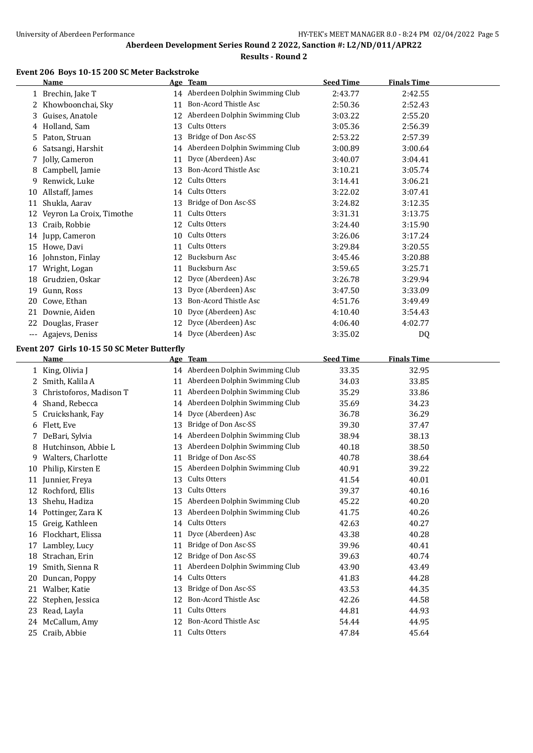## Aberdeen Development Series Round 2 2022, Sanction #: L2/ND/011/APR22

### Results - Round 2

#### Event 206 Boys 10-15 200 SC Meter Backstroke

| | Name | Age | Team | Seed Time | Finals Time |
|---|---|---|---|---|---|
| 1 | Brechin, Jake T | 14 | Aberdeen Dolphin Swimming Club | 2:43.77 | 2:42.55 |
| 2 | Khowboonchai, Sky | 11 | Bon-Acord Thistle Asc | 2:50.36 | 2:52.43 |
| 3 | Guises, Anatole | 12 | Aberdeen Dolphin Swimming Club | 3:03.22 | 2:55.20 |
| 4 | Holland, Sam | 13 | Cults Otters | 3:05.36 | 2:56.39 |
| 5 | Paton, Struan | 13 | Bridge of Don Asc-SS | 2:53.22 | 2:57.39 |
| 6 | Satsangi, Harshit | 14 | Aberdeen Dolphin Swimming Club | 3:00.89 | 3:00.64 |
| 7 | Jolly, Cameron | 11 | Dyce (Aberdeen) Asc | 3:40.07 | 3:04.41 |
| 8 | Campbell, Jamie | 13 | Bon-Acord Thistle Asc | 3:10.21 | 3:05.74 |
| 9 | Renwick, Luke | 12 | Cults Otters | 3:14.41 | 3:06.21 |
| 10 | Allstaff, James | 14 | Cults Otters | 3:22.02 | 3:07.41 |
| 11 | Shukla, Aarav | 13 | Bridge of Don Asc-SS | 3:24.82 | 3:12.35 |
| 12 | Veyron La Croix, Timothe | 11 | Cults Otters | 3:31.31 | 3:13.75 |
| 13 | Craib, Robbie | 12 | Cults Otters | 3:24.40 | 3:15.90 |
| 14 | Jupp, Cameron | 10 | Cults Otters | 3:26.06 | 3:17.24 |
| 15 | Howe, Davi | 11 | Cults Otters | 3:29.84 | 3:20.55 |
| 16 | Johnston, Finlay | 12 | Bucksburn Asc | 3:45.46 | 3:20.88 |
| 17 | Wright, Logan | 11 | Bucksburn Asc | 3:59.65 | 3:25.71 |
| 18 | Grudzien, Oskar | 12 | Dyce (Aberdeen) Asc | 3:26.78 | 3:29.94 |
| 19 | Gunn, Ross | 13 | Dyce (Aberdeen) Asc | 3:47.50 | 3:33.09 |
| 20 | Cowe, Ethan | 13 | Bon-Acord Thistle Asc | 4:51.76 | 3:49.49 |
| 21 | Downie, Aiden | 10 | Dyce (Aberdeen) Asc | 4:10.40 | 3:54.43 |
| 22 | Douglas, Fraser | 12 | Dyce (Aberdeen) Asc | 4:06.40 | 4:02.77 |
| --- | Agajevs, Deniss | 14 | Dyce (Aberdeen) Asc | 3:35.02 | DQ |

#### Event 207 Girls 10-15 50 SC Meter Butterfly

| | Name | Age | Team | Seed Time | Finals Time |
|---|---|---|---|---|---|
| 1 | King, Olivia J | 14 | Aberdeen Dolphin Swimming Club | 33.35 | 32.95 |
| 2 | Smith, Kalila A | 11 | Aberdeen Dolphin Swimming Club | 34.03 | 33.85 |
| 3 | Christoforos, Madison T | 11 | Aberdeen Dolphin Swimming Club | 35.29 | 33.86 |
| 4 | Shand, Rebecca | 14 | Aberdeen Dolphin Swimming Club | 35.69 | 34.23 |
| 5 | Cruickshank, Fay | 14 | Dyce (Aberdeen) Asc | 36.78 | 36.29 |
| 6 | Flett, Eve | 13 | Bridge of Don Asc-SS | 39.30 | 37.47 |
| 7 | DeBari, Sylvia | 14 | Aberdeen Dolphin Swimming Club | 38.94 | 38.13 |
| 8 | Hutchinson, Abbie L | 13 | Aberdeen Dolphin Swimming Club | 40.18 | 38.50 |
| 9 | Walters, Charlotte | 11 | Bridge of Don Asc-SS | 40.78 | 38.64 |
| 10 | Philip, Kirsten E | 15 | Aberdeen Dolphin Swimming Club | 40.91 | 39.22 |
| 11 | Junnier, Freya | 13 | Cults Otters | 41.54 | 40.01 |
| 12 | Rochford, Ellis | 13 | Cults Otters | 39.37 | 40.16 |
| 13 | Shehu, Hadiza | 15 | Aberdeen Dolphin Swimming Club | 45.22 | 40.20 |
| 14 | Pottinger, Zara K | 13 | Aberdeen Dolphin Swimming Club | 41.75 | 40.26 |
| 15 | Greig, Kathleen | 14 | Cults Otters | 42.63 | 40.27 |
| 16 | Flockhart, Elissa | 11 | Dyce (Aberdeen) Asc | 43.38 | 40.28 |
| 17 | Lambley, Lucy | 11 | Bridge of Don Asc-SS | 39.96 | 40.41 |
| 18 | Strachan, Erin | 12 | Bridge of Don Asc-SS | 39.63 | 40.74 |
| 19 | Smith, Sienna R | 11 | Aberdeen Dolphin Swimming Club | 43.90 | 43.49 |
| 20 | Duncan, Poppy | 14 | Cults Otters | 41.83 | 44.28 |
| 21 | Walber, Katie | 13 | Bridge of Don Asc-SS | 43.53 | 44.35 |
| 22 | Stephen, Jessica | 12 | Bon-Acord Thistle Asc | 42.26 | 44.58 |
| 23 | Read, Layla | 11 | Cults Otters | 44.81 | 44.93 |
| 24 | McCallum, Amy | 12 | Bon-Acord Thistle Asc | 54.44 | 44.95 |
| 25 | Craib, Abbie | 11 | Cults Otters | 47.84 | 45.64 |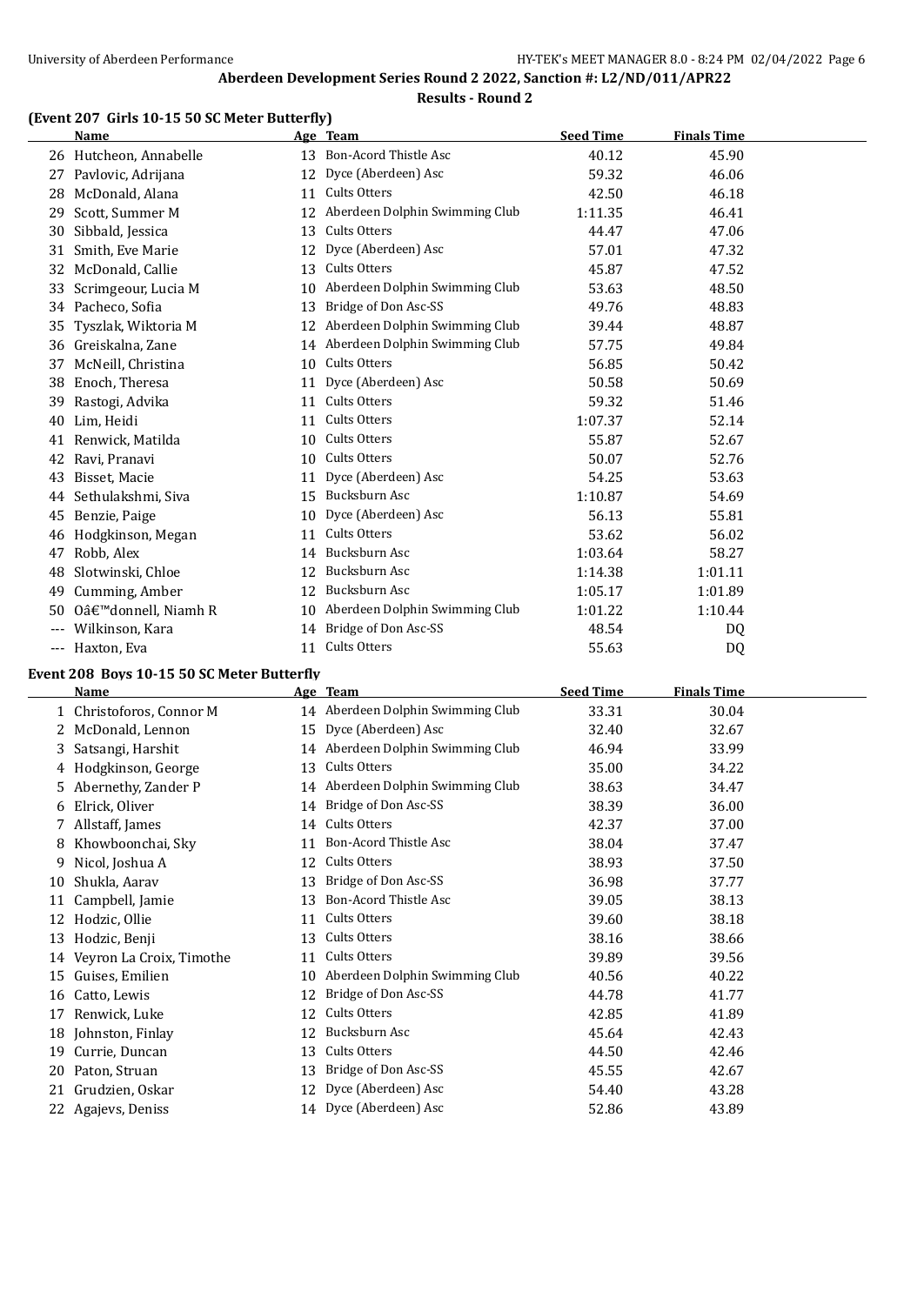# Aberdeen Development Series Round 2 2022, Sanction #: L2/ND/011/APR22

## Results - Round 2

### (Event 207 Girls 10-15 50 SC Meter Butterfly)

| | Name | Age | Team | Seed Time | Finals Time |
|---|---|---|---|---|---|
| 26 | Hutcheon, Annabelle | 13 | Bon-Acord Thistle Asc | 40.12 | 45.90 |
| 27 | Pavlovic, Adrijana | 12 | Dyce (Aberdeen) Asc | 59.32 | 46.06 |
| 28 | McDonald, Alana | 11 | Cults Otters | 42.50 | 46.18 |
| 29 | Scott, Summer M | 12 | Aberdeen Dolphin Swimming Club | 1:11.35 | 46.41 |
| 30 | Sibbald, Jessica | 13 | Cults Otters | 44.47 | 47.06 |
| 31 | Smith, Eve Marie | 12 | Dyce (Aberdeen) Asc | 57.01 | 47.32 |
| 32 | McDonald, Callie | 13 | Cults Otters | 45.87 | 47.52 |
| 33 | Scrimgeour, Lucia M | 10 | Aberdeen Dolphin Swimming Club | 53.63 | 48.50 |
| 34 | Pacheco, Sofia | 13 | Bridge of Don Asc-SS | 49.76 | 48.83 |
| 35 | Tyszlak, Wiktoria M | 12 | Aberdeen Dolphin Swimming Club | 39.44 | 48.87 |
| 36 | Greiskalna, Zane | 14 | Aberdeen Dolphin Swimming Club | 57.75 | 49.84 |
| 37 | McNeill, Christina | 10 | Cults Otters | 56.85 | 50.42 |
| 38 | Enoch, Theresa | 11 | Dyce (Aberdeen) Asc | 50.58 | 50.69 |
| 39 | Rastogi, Advika | 11 | Cults Otters | 59.32 | 51.46 |
| 40 | Lim, Heidi | 11 | Cults Otters | 1:07.37 | 52.14 |
| 41 | Renwick, Matilda | 10 | Cults Otters | 55.87 | 52.67 |
| 42 | Ravi, Pranavi | 10 | Cults Otters | 50.07 | 52.76 |
| 43 | Bisset, Macie | 11 | Dyce (Aberdeen) Asc | 54.25 | 53.63 |
| 44 | Sethulakshmi, Siva | 15 | Bucksburn Asc | 1:10.87 | 54.69 |
| 45 | Benzie, Paige | 10 | Dyce (Aberdeen) Asc | 56.13 | 55.81 |
| 46 | Hodgkinson, Megan | 11 | Cults Otters | 53.62 | 56.02 |
| 47 | Robb, Alex | 14 | Bucksburn Asc | 1:03.64 | 58.27 |
| 48 | Slotwinski, Chloe | 12 | Bucksburn Asc | 1:14.38 | 1:01.11 |
| 49 | Cumming, Amber | 12 | Bucksburn Asc | 1:05.17 | 1:01.89 |
| 50 | Oâ€™donnell, Niamh R | 10 | Aberdeen Dolphin Swimming Club | 1:01.22 | 1:10.44 |
| --- | Wilkinson, Kara | 14 | Bridge of Don Asc-SS | 48.54 | DQ |
| --- | Haxton, Eva | 11 | Cults Otters | 55.63 | DQ |

### Event 208 Boys 10-15 50 SC Meter Butterfly

| | Name | Age | Team | Seed Time | Finals Time |
|---|---|---|---|---|---|
| 1 | Christoforos, Connor M | 14 | Aberdeen Dolphin Swimming Club | 33.31 | 30.04 |
| 2 | McDonald, Lennon | 15 | Dyce (Aberdeen) Asc | 32.40 | 32.67 |
| 3 | Satsangi, Harshit | 14 | Aberdeen Dolphin Swimming Club | 46.94 | 33.99 |
| 4 | Hodgkinson, George | 13 | Cults Otters | 35.00 | 34.22 |
| 5 | Abernethy, Zander P | 14 | Aberdeen Dolphin Swimming Club | 38.63 | 34.47 |
| 6 | Elrick, Oliver | 14 | Bridge of Don Asc-SS | 38.39 | 36.00 |
| 7 | Allstaff, James | 14 | Cults Otters | 42.37 | 37.00 |
| 8 | Khowboonchai, Sky | 11 | Bon-Acord Thistle Asc | 38.04 | 37.47 |
| 9 | Nicol, Joshua A | 12 | Cults Otters | 38.93 | 37.50 |
| 10 | Shukla, Aarav | 13 | Bridge of Don Asc-SS | 36.98 | 37.77 |
| 11 | Campbell, Jamie | 13 | Bon-Acord Thistle Asc | 39.05 | 38.13 |
| 12 | Hodzic, Ollie | 11 | Cults Otters | 39.60 | 38.18 |
| 13 | Hodzic, Benji | 13 | Cults Otters | 38.16 | 38.66 |
| 14 | Veyron La Croix, Timothe | 11 | Cults Otters | 39.89 | 39.56 |
| 15 | Guises, Emilien | 10 | Aberdeen Dolphin Swimming Club | 40.56 | 40.22 |
| 16 | Catto, Lewis | 12 | Bridge of Don Asc-SS | 44.78 | 41.77 |
| 17 | Renwick, Luke | 12 | Cults Otters | 42.85 | 41.89 |
| 18 | Johnston, Finlay | 12 | Bucksburn Asc | 45.64 | 42.43 |
| 19 | Currie, Duncan | 13 | Cults Otters | 44.50 | 42.46 |
| 20 | Paton, Struan | 13 | Bridge of Don Asc-SS | 45.55 | 42.67 |
| 21 | Grudzien, Oskar | 12 | Dyce (Aberdeen) Asc | 54.40 | 43.28 |
| 22 | Agajevs, Deniss | 14 | Dyce (Aberdeen) Asc | 52.86 | 43.89 |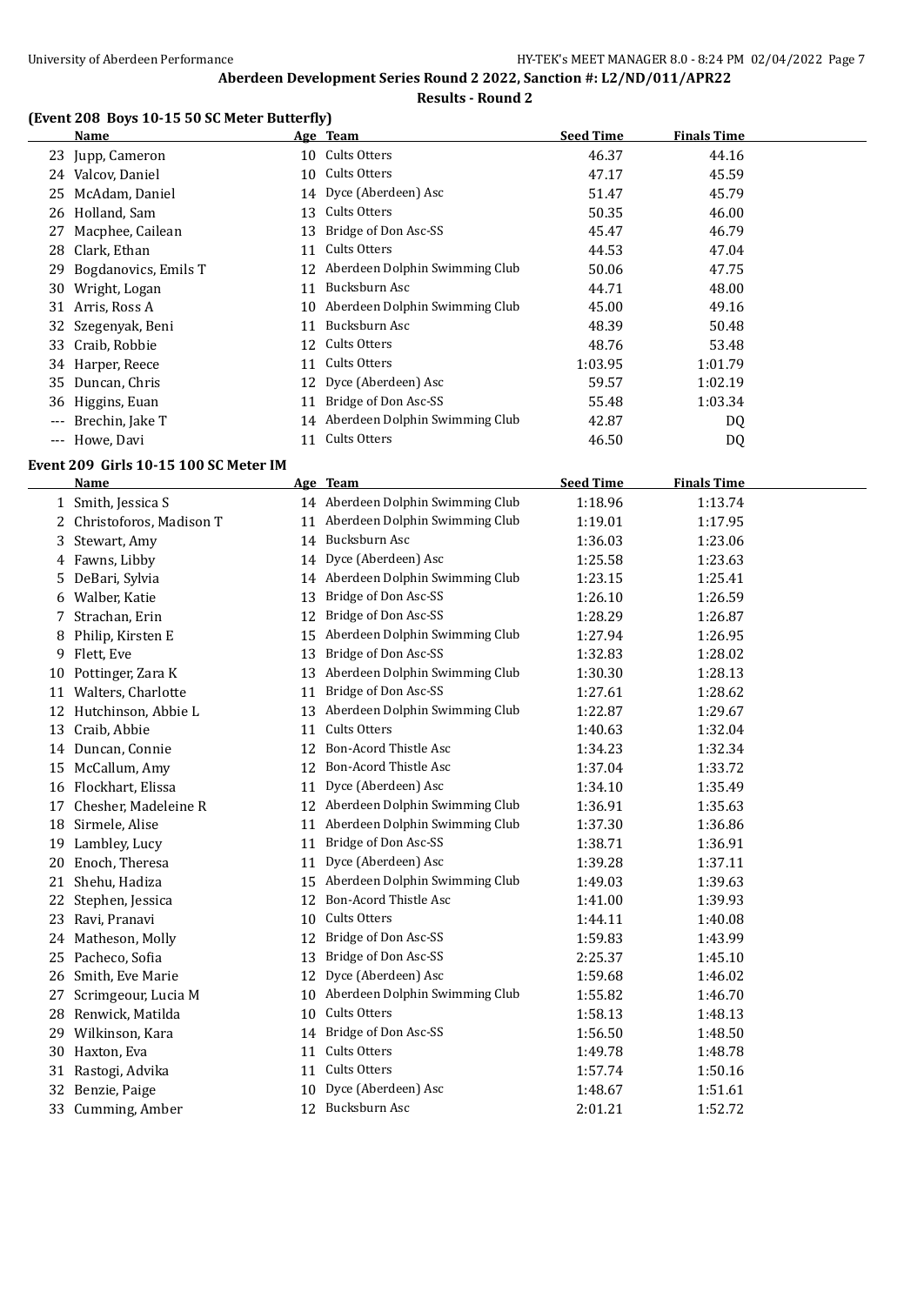# Aberdeen Development Series Round 2 2022, Sanction #: L2/ND/011/APR22

## Results - Round 2

### (Event 208 Boys 10-15 50 SC Meter Butterfly)

| | Name | Age | Team | Seed Time | Finals Time |
|---|---|---|---|---|---|
| 23 | Jupp, Cameron | 10 | Cults Otters | 46.37 | 44.16 |
| 24 | Valcov, Daniel | 10 | Cults Otters | 47.17 | 45.59 |
| 25 | McAdam, Daniel | 14 | Dyce (Aberdeen) Asc | 51.47 | 45.79 |
| 26 | Holland, Sam | 13 | Cults Otters | 50.35 | 46.00 |
| 27 | Macphee, Cailean | 13 | Bridge of Don Asc-SS | 45.47 | 46.79 |
| 28 | Clark, Ethan | 11 | Cults Otters | 44.53 | 47.04 |
| 29 | Bogdanovics, Emils T | 12 | Aberdeen Dolphin Swimming Club | 50.06 | 47.75 |
| 30 | Wright, Logan | 11 | Bucksburn Asc | 44.71 | 48.00 |
| 31 | Arris, Ross A | 10 | Aberdeen Dolphin Swimming Club | 45.00 | 49.16 |
| 32 | Szegenyak, Beni | 11 | Bucksburn Asc | 48.39 | 50.48 |
| 33 | Craib, Robbie | 12 | Cults Otters | 48.76 | 53.48 |
| 34 | Harper, Reece | 11 | Cults Otters | 1:03.95 | 1:01.79 |
| 35 | Duncan, Chris | 12 | Dyce (Aberdeen) Asc | 59.57 | 1:02.19 |
| 36 | Higgins, Euan | 11 | Bridge of Don Asc-SS | 55.48 | 1:03.34 |
| --- | Brechin, Jake T | 14 | Aberdeen Dolphin Swimming Club | 42.87 | DQ |
| --- | Howe, Davi | 11 | Cults Otters | 46.50 | DQ |

### Event 209 Girls 10-15 100 SC Meter IM

| | Name | Age | Team | Seed Time | Finals Time |
|---|---|---|---|---|---|
| 1 | Smith, Jessica S | 14 | Aberdeen Dolphin Swimming Club | 1:18.96 | 1:13.74 |
| 2 | Christoforos, Madison T | 11 | Aberdeen Dolphin Swimming Club | 1:19.01 | 1:17.95 |
| 3 | Stewart, Amy | 14 | Bucksburn Asc | 1:36.03 | 1:23.06 |
| 4 | Fawns, Libby | 14 | Dyce (Aberdeen) Asc | 1:25.58 | 1:23.63 |
| 5 | DeBari, Sylvia | 14 | Aberdeen Dolphin Swimming Club | 1:23.15 | 1:25.41 |
| 6 | Walber, Katie | 13 | Bridge of Don Asc-SS | 1:26.10 | 1:26.59 |
| 7 | Strachan, Erin | 12 | Bridge of Don Asc-SS | 1:28.29 | 1:26.87 |
| 8 | Philip, Kirsten E | 15 | Aberdeen Dolphin Swimming Club | 1:27.94 | 1:26.95 |
| 9 | Flett, Eve | 13 | Bridge of Don Asc-SS | 1:32.83 | 1:28.02 |
| 10 | Pottinger, Zara K | 13 | Aberdeen Dolphin Swimming Club | 1:30.30 | 1:28.13 |
| 11 | Walters, Charlotte | 11 | Bridge of Don Asc-SS | 1:27.61 | 1:28.62 |
| 12 | Hutchinson, Abbie L | 13 | Aberdeen Dolphin Swimming Club | 1:22.87 | 1:29.67 |
| 13 | Craib, Abbie | 11 | Cults Otters | 1:40.63 | 1:32.04 |
| 14 | Duncan, Connie | 12 | Bon-Acord Thistle Asc | 1:34.23 | 1:32.34 |
| 15 | McCallum, Amy | 12 | Bon-Acord Thistle Asc | 1:37.04 | 1:33.72 |
| 16 | Flockhart, Elissa | 11 | Dyce (Aberdeen) Asc | 1:34.10 | 1:35.49 |
| 17 | Chesher, Madeleine R | 12 | Aberdeen Dolphin Swimming Club | 1:36.91 | 1:35.63 |
| 18 | Sirmele, Alise | 11 | Aberdeen Dolphin Swimming Club | 1:37.30 | 1:36.86 |
| 19 | Lambley, Lucy | 11 | Bridge of Don Asc-SS | 1:38.71 | 1:36.91 |
| 20 | Enoch, Theresa | 11 | Dyce (Aberdeen) Asc | 1:39.28 | 1:37.11 |
| 21 | Shehu, Hadiza | 15 | Aberdeen Dolphin Swimming Club | 1:49.03 | 1:39.63 |
| 22 | Stephen, Jessica | 12 | Bon-Acord Thistle Asc | 1:41.00 | 1:39.93 |
| 23 | Ravi, Pranavi | 10 | Cults Otters | 1:44.11 | 1:40.08 |
| 24 | Matheson, Molly | 12 | Bridge of Don Asc-SS | 1:59.83 | 1:43.99 |
| 25 | Pacheco, Sofia | 13 | Bridge of Don Asc-SS | 2:25.37 | 1:45.10 |
| 26 | Smith, Eve Marie | 12 | Dyce (Aberdeen) Asc | 1:59.68 | 1:46.02 |
| 27 | Scrimgeour, Lucia M | 10 | Aberdeen Dolphin Swimming Club | 1:55.82 | 1:46.70 |
| 28 | Renwick, Matilda | 10 | Cults Otters | 1:58.13 | 1:48.13 |
| 29 | Wilkinson, Kara | 14 | Bridge of Don Asc-SS | 1:56.50 | 1:48.50 |
| 30 | Haxton, Eva | 11 | Cults Otters | 1:49.78 | 1:48.78 |
| 31 | Rastogi, Advika | 11 | Cults Otters | 1:57.74 | 1:50.16 |
| 32 | Benzie, Paige | 10 | Dyce (Aberdeen) Asc | 1:48.67 | 1:51.61 |
| 33 | Cumming, Amber | 12 | Bucksburn Asc | 2:01.21 | 1:52.72 |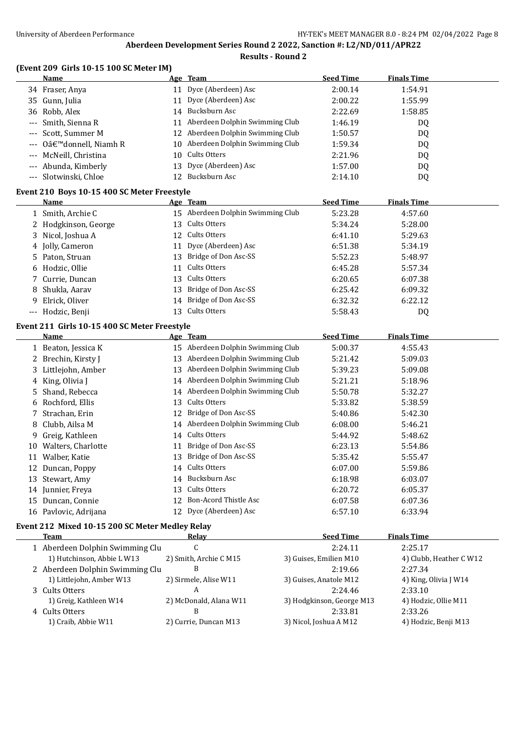## Aberdeen Development Series Round 2 2022, Sanction #: L2/ND/011/APR22

### Results - Round 2

**(Event 209 Girls 10-15 100 SC Meter IM)**

| | Name | Age | Team | Seed Time | Finals Time |
|---|---|---|---|---|---|
| 34 | Fraser, Anya | 11 | Dyce (Aberdeen) Asc | 2:00.14 | 1:54.91 |
| 35 | Gunn, Julia | 11 | Dyce (Aberdeen) Asc | 2:00.22 | 1:55.99 |
| 36 | Robb, Alex | 14 | Bucksburn Asc | 2:22.69 | 1:58.85 |
| --- | Smith, Sienna R | 11 | Aberdeen Dolphin Swimming Club | 1:46.19 | DQ |
| --- | Scott, Summer M | 12 | Aberdeen Dolphin Swimming Club | 1:50.57 | DQ |
| --- | Oâ€™donnell, Niamh R | 10 | Aberdeen Dolphin Swimming Club | 1:59.34 | DQ |
| --- | McNeill, Christina | 10 | Cults Otters | 2:21.96 | DQ |
| --- | Abunda, Kimberly | 13 | Dyce (Aberdeen) Asc | 1:57.00 | DQ |
| --- | Slotwinski, Chloe | 12 | Bucksburn Asc | 2:14.10 | DQ |

**Event 210 Boys 10-15 400 SC Meter Freestyle**

| | Name | Age | Team | Seed Time | Finals Time |
|---|---|---|---|---|---|
| 1 | Smith, Archie C | 15 | Aberdeen Dolphin Swimming Club | 5:23.28 | 4:57.60 |
| 2 | Hodgkinson, George | 13 | Cults Otters | 5:34.24 | 5:28.00 |
| 3 | Nicol, Joshua A | 12 | Cults Otters | 6:41.10 | 5:29.63 |
| 4 | Jolly, Cameron | 11 | Dyce (Aberdeen) Asc | 6:51.38 | 5:34.19 |
| 5 | Paton, Struan | 13 | Bridge of Don Asc-SS | 5:52.23 | 5:48.97 |
| 6 | Hodzic, Ollie | 11 | Cults Otters | 6:45.28 | 5:57.34 |
| 7 | Currie, Duncan | 13 | Cults Otters | 6:20.65 | 6:07.38 |
| 8 | Shukla, Aarav | 13 | Bridge of Don Asc-SS | 6:25.42 | 6:09.32 |
| 9 | Elrick, Oliver | 14 | Bridge of Don Asc-SS | 6:32.32 | 6:22.12 |
| --- | Hodzic, Benji | 13 | Cults Otters | 5:58.43 | DQ |

**Event 211 Girls 10-15 400 SC Meter Freestyle**

| | Name | Age | Team | Seed Time | Finals Time |
|---|---|---|---|---|---|
| 1 | Beaton, Jessica K | 15 | Aberdeen Dolphin Swimming Club | 5:00.37 | 4:55.43 |
| 2 | Brechin, Kirsty J | 13 | Aberdeen Dolphin Swimming Club | 5:21.42 | 5:09.03 |
| 3 | Littlejohn, Amber | 13 | Aberdeen Dolphin Swimming Club | 5:39.23 | 5:09.08 |
| 4 | King, Olivia J | 14 | Aberdeen Dolphin Swimming Club | 5:21.21 | 5:18.96 |
| 5 | Shand, Rebecca | 14 | Aberdeen Dolphin Swimming Club | 5:50.78 | 5:32.27 |
| 6 | Rochford, Ellis | 13 | Cults Otters | 5:33.82 | 5:38.59 |
| 7 | Strachan, Erin | 12 | Bridge of Don Asc-SS | 5:40.86 | 5:42.30 |
| 8 | Clubb, Ailsa M | 14 | Aberdeen Dolphin Swimming Club | 6:08.00 | 5:46.21 |
| 9 | Greig, Kathleen | 14 | Cults Otters | 5:44.92 | 5:48.62 |
| 10 | Walters, Charlotte | 11 | Bridge of Don Asc-SS | 6:23.13 | 5:54.86 |
| 11 | Walber, Katie | 13 | Bridge of Don Asc-SS | 5:35.42 | 5:55.47 |
| 12 | Duncan, Poppy | 14 | Cults Otters | 6:07.00 | 5:59.86 |
| 13 | Stewart, Amy | 14 | Bucksburn Asc | 6:18.98 | 6:03.07 |
| 14 | Junnier, Freya | 13 | Cults Otters | 6:20.72 | 6:05.37 |
| 15 | Duncan, Connie | 12 | Bon-Acord Thistle Asc | 6:07.58 | 6:07.36 |
| 16 | Pavlovic, Adrijana | 12 | Dyce (Aberdeen) Asc | 6:57.10 | 6:33.94 |

**Event 212 Mixed 10-15 200 SC Meter Medley Relay**

| | Team | Relay | Seed Time | Finals Time |
|---|---|---|---|---|
| 1 | Aberdeen Dolphin Swimming Clu | C | 2:24.11 | 2:25.17 |
| | 1) Hutchinson, Abbie L W13 | 2) Smith, Archie C M15 | 3) Guises, Emilien M10 | 4) Clubb, Heather C W12 |
| 2 | Aberdeen Dolphin Swimming Clu | B | 2:19.66 | 2:27.34 |
| | 1) Littlejohn, Amber W13 | 2) Sirmele, Alise W11 | 3) Guises, Anatole M12 | 4) King, Olivia J W14 |
| 3 | Cults Otters | A | 2:24.46 | 2:33.10 |
| | 1) Greig, Kathleen W14 | 2) McDonald, Alana W11 | 3) Hodgkinson, George M13 | 4) Hodzic, Ollie M11 |
| 4 | Cults Otters | B | 2:33.81 | 2:33.26 |
| | 1) Craib, Abbie W11 | 2) Currie, Duncan M13 | 3) Nicol, Joshua A M12 | 4) Hodzic, Benji M13 |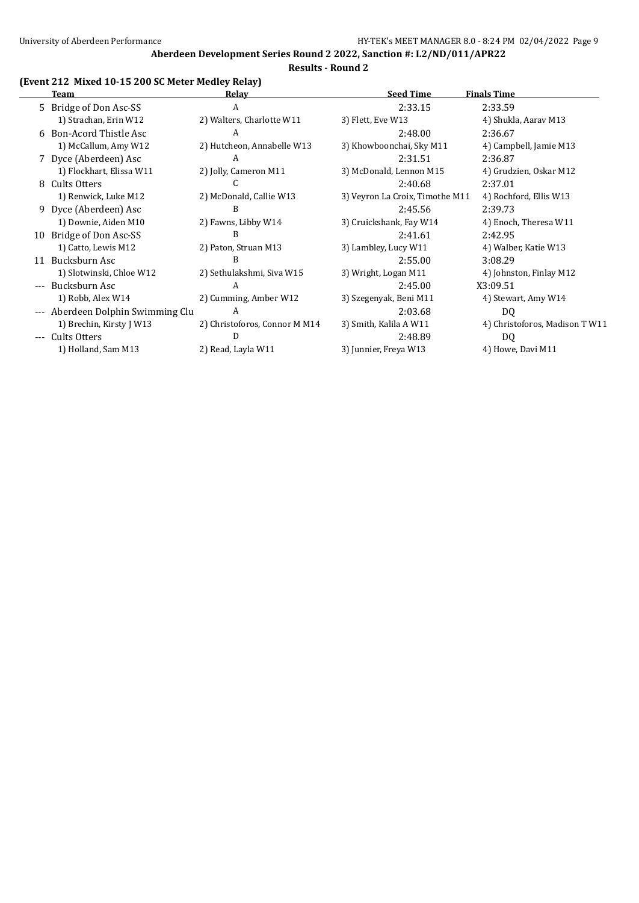## Aberdeen Development Series Round 2 2022, Sanction #: L2/ND/011/APR22

### Results - Round 2

**(Event 212 Mixed 10-15 200 SC Meter Medley Relay)**

| | Team | Relay | Seed Time | Finals Time |
|---|---|---|---|---|
| 5 | Bridge of Don Asc-SS | A | 2:33.15 | 2:33.59 |
| | 1) Strachan, Erin W12 | 2) Walters, Charlotte W11 | 3) Flett, Eve W13 | 4) Shukla, Aarav M13 |
| 6 | Bon-Acord Thistle Asc | A | 2:48.00 | 2:36.67 |
| | 1) McCallum, Amy W12 | 2) Hutcheon, Annabelle W13 | 3) Khowboonchai, Sky M11 | 4) Campbell, Jamie M13 |
| 7 | Dyce (Aberdeen) Asc | A | 2:31.51 | 2:36.87 |
| | 1) Flockhart, Elissa W11 | 2) Jolly, Cameron M11 | 3) McDonald, Lennon M15 | 4) Grudzien, Oskar M12 |
| 8 | Cults Otters | C | 2:40.68 | 2:37.01 |
| | 1) Renwick, Luke M12 | 2) McDonald, Callie W13 | 3) Veyron La Croix, Timothe M11 | 4) Rochford, Ellis W13 |
| 9 | Dyce (Aberdeen) Asc | B | 2:45.56 | 2:39.73 |
| | 1) Downie, Aiden M10 | 2) Fawns, Libby W14 | 3) Cruickshank, Fay W14 | 4) Enoch, Theresa W11 |
| 10 | Bridge of Don Asc-SS | B | 2:41.61 | 2:42.95 |
| | 1) Catto, Lewis M12 | 2) Paton, Struan M13 | 3) Lambley, Lucy W11 | 4) Walber, Katie W13 |
| 11 | Bucksburn Asc | B | 2:55.00 | 3:08.29 |
| | 1) Slotwinski, Chloe W12 | 2) Sethulakshmi, Siva W15 | 3) Wright, Logan M11 | 4) Johnston, Finlay M12 |
| --- | Bucksburn Asc | A | 2:45.00 | X3:09.51 |
| | 1) Robb, Alex W14 | 2) Cumming, Amber W12 | 3) Szegenyak, Beni M11 | 4) Stewart, Amy W14 |
| --- | Aberdeen Dolphin Swimming Clu | A | 2:03.68 | DQ |
| | 1) Brechin, Kirsty J W13 | 2) Christoforos, Connor M M14 | 3) Smith, Kalila A W11 | 4) Christoforos, Madison T W11 |
| --- | Cults Otters | D | 2:48.89 | DQ |
| | 1) Holland, Sam M13 | 2) Read, Layla W11 | 3) Junnier, Freya W13 | 4) Howe, Davi M11 |